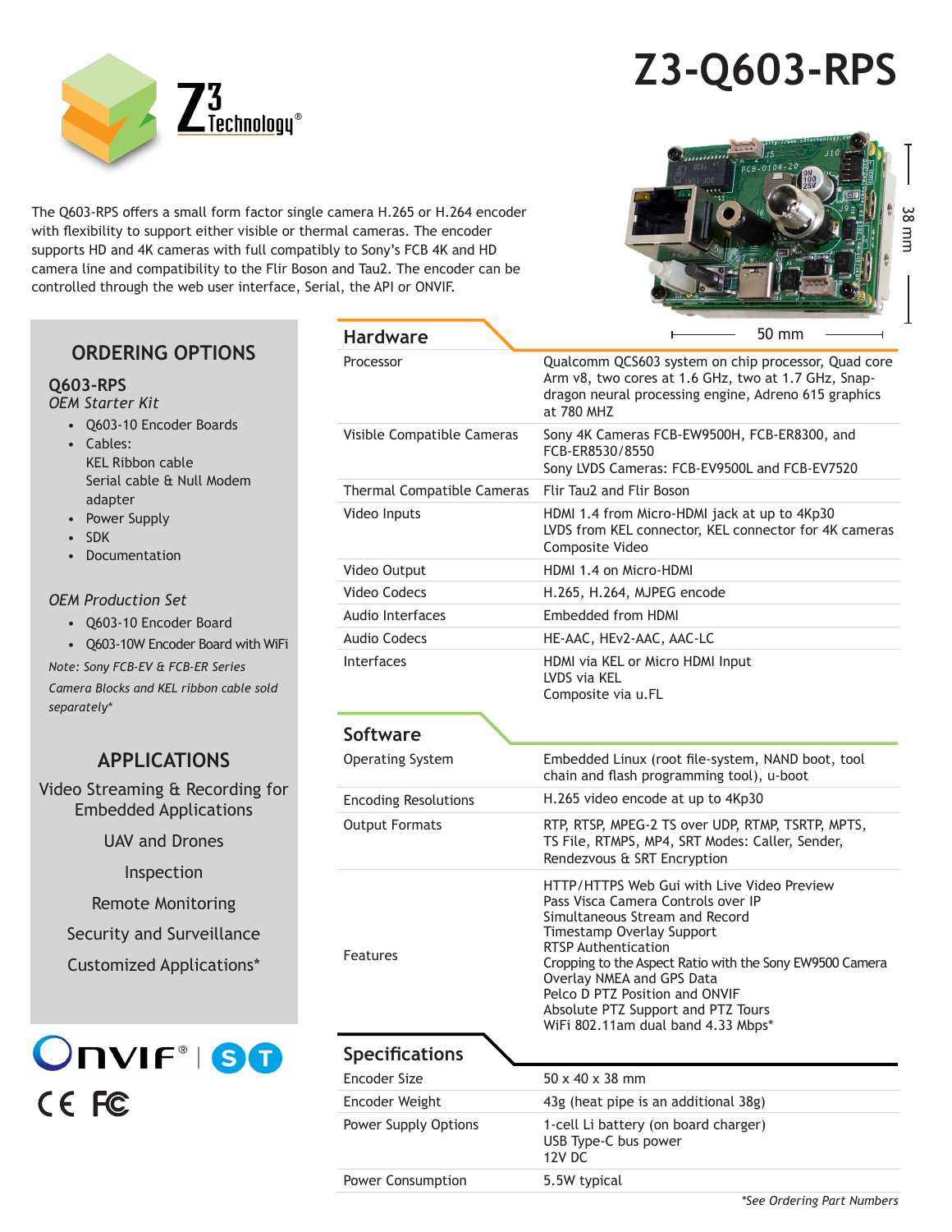# Z3-Q603-RPS

Z3 Technology®

The Q603-RPS offers a small form factor single camera H.265 or H.264 encoder with flexibility to support either visible or thermal cameras. The encoder supports HD and 4K cameras with full compatibly to Sony's FCB 4K and HD camera line and compatibility to the Flir Boson and Tau2. The encoder can be controlled through the web user interface, Serial, the API or ONVIF.

38 mm

50 mm

## ORDERING OPTIONS

**Q603-RPS**

*OEM Starter Kit*

- Q603-10 Encoder Boards
- Cables:
  KEL Ribbon cable
  Serial cable & Null Modem adapter
- Power Supply
- SDK
- Documentation

*OEM Production Set*

- Q603-10 Encoder Board
- Q603-10W Encoder Board with WiFi

*Note: Sony FCB-EV & FCB-ER Series Camera Blocks and KEL ribbon cable sold separately**

## APPLICATIONS

Video Streaming & Recording for Embedded Applications

UAV and Drones

Inspection

Remote Monitoring

Security and Surveillance

Customized Applications*

ONVIF® | ST

CE FC

## Hardware

| | |
|---|---|
| Processor | Qualcomm QCS603 system on chip processor, Quad core Arm v8, two cores at 1.6 GHz, two at 1.7 GHz, Snapdragon neural processing engine, Adreno 615 graphics at 780 MHZ |
| Visible Compatible Cameras | Sony 4K Cameras FCB-EW9500H, FCB-ER8300, and FCB-ER8530/8550<br>Sony LVDS Cameras: FCB-EV9500L and FCB-EV7520 |
| Thermal Compatible Cameras | Flir Tau2 and Flir Boson |
| Video Inputs | HDMI 1.4 from Micro-HDMI jack at up to 4Kp30<br>LVDS from KEL connector, KEL connector for 4K cameras<br>Composite Video |
| Video Output | HDMI 1.4 on Micro-HDMI |
| Video Codecs | H.265, H.264, MJPEG encode |
| Audio Interfaces | Embedded from HDMI |
| Audio Codecs | HE-AAC, HEv2-AAC, AAC-LC |
| Interfaces | HDMI via KEL or Micro HDMI Input<br>LVDS via KEL<br>Composite via u.FL |

## Software

| | |
|---|---|
| Operating System | Embedded Linux (root file-system, NAND boot, tool chain and flash programming tool), u-boot |
| Encoding Resolutions | H.265 video encode at up to 4Kp30 |
| Output Formats | RTP, RTSP, MPEG-2 TS over UDP, RTMP, TSRTP, MPTS, TS File, RTMPS, MP4, SRT Modes: Caller, Sender, Rendezvous & SRT Encryption |
| Features | HTTP/HTTPS Web Gui with Live Video Preview<br>Pass Visca Camera Controls over IP<br>Simultaneous Stream and Record<br>Timestamp Overlay Support<br>RTSP Authentication<br>Cropping to the Aspect Ratio with the Sony EW9500 Camera<br>Overlay NMEA and GPS Data<br>Pelco D PTZ Position and ONVIF<br>Absolute PTZ Support and PTZ Tours<br>WiFi 802.11am dual band 4.33 Mbps* |

## Specifications

| | |
|---|---|
| Encoder Size | 50 x 40 x 38 mm |
| Encoder Weight | 43g (heat pipe is an additional 38g) |
| Power Supply Options | 1-cell Li battery (on board charger)<br>USB Type-C bus power<br>12V DC |
| Power Consumption | 5.5W typical |

*\*See Ordering Part Numbers*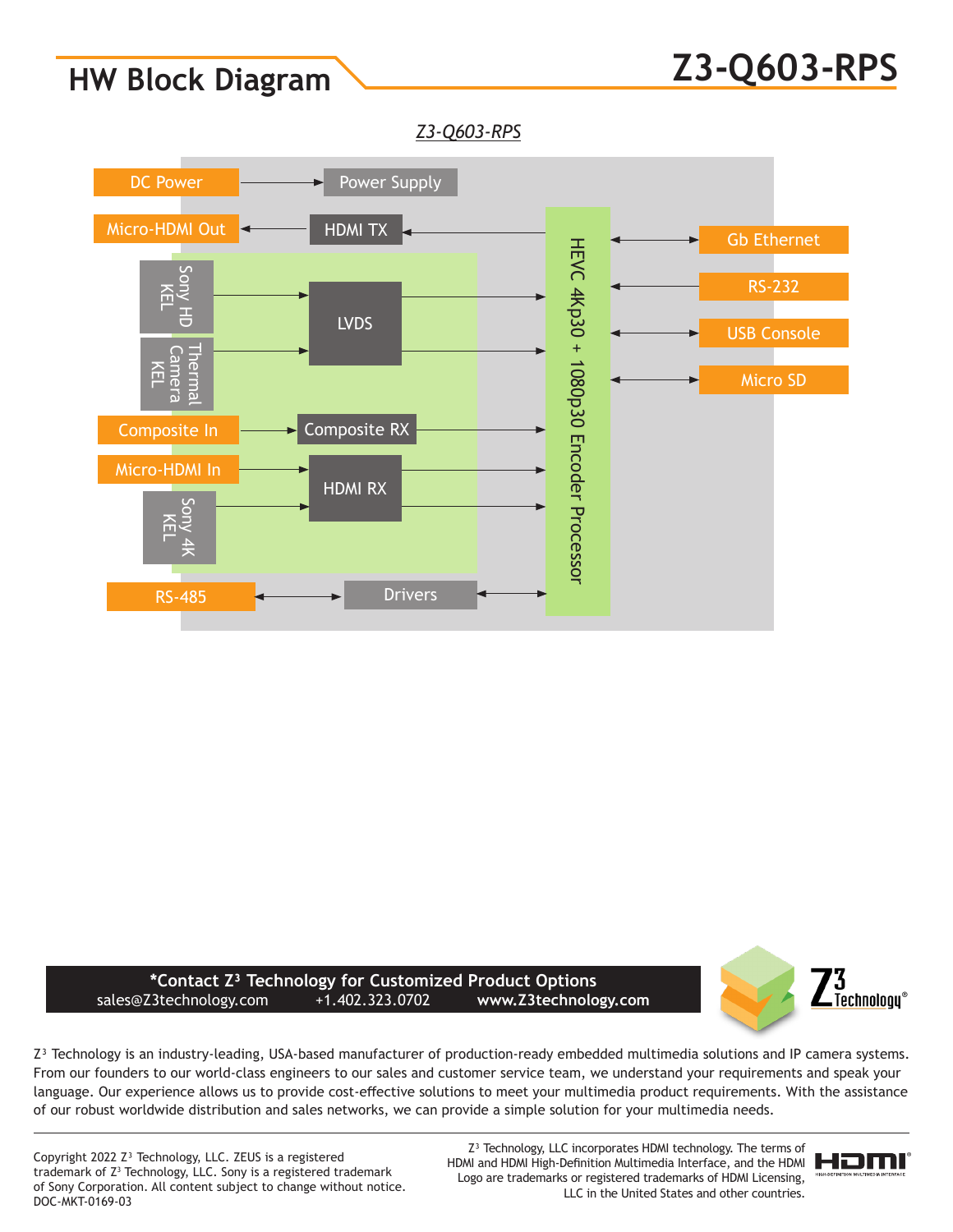## HW Block Diagram

# Z3-Q603-RPS

*Z3-Q603-RPS*

DC Power
Power Supply
Micro-HDMI Out
HDMI TX
Sony HD KEL
Thermal Camera KEL
LVDS
Composite In
Composite RX
Micro-HDMI In
HDMI RX
Sony 4K KEL
RS-485
Drivers
HEVC 4Kp30 + 1080p30 Encoder Processor
Gb Ethernet
RS-232
USB Console
Micro SD

**\*Contact Z³ Technology for Customized Product Options**
sales@Z3technology.com +1.402.323.0702 **www.Z3technology.com**

Z³ Technology is an industry-leading, USA-based manufacturer of production-ready embedded multimedia solutions and IP camera systems. From our founders to our world-class engineers to our sales and customer service team, we understand your requirements and speak your language. Our experience allows us to provide cost-effective solutions to meet your multimedia product requirements. With the assistance of our robust worldwide distribution and sales networks, we can provide a simple solution for your multimedia needs.

Copyright 2022 Z³ Technology, LLC. ZEUS is a registered trademark of Z³ Technology, LLC. Sony is a registered trademark of Sony Corporation. All content subject to change without notice.
DOC-MKT-0169-03

Z³ Technology, LLC incorporates HDMI technology. The terms of HDMI and HDMI High-Definition Multimedia Interface, and the HDMI Logo are trademarks or registered trademarks of HDMI Licensing, LLC in the United States and other countries.